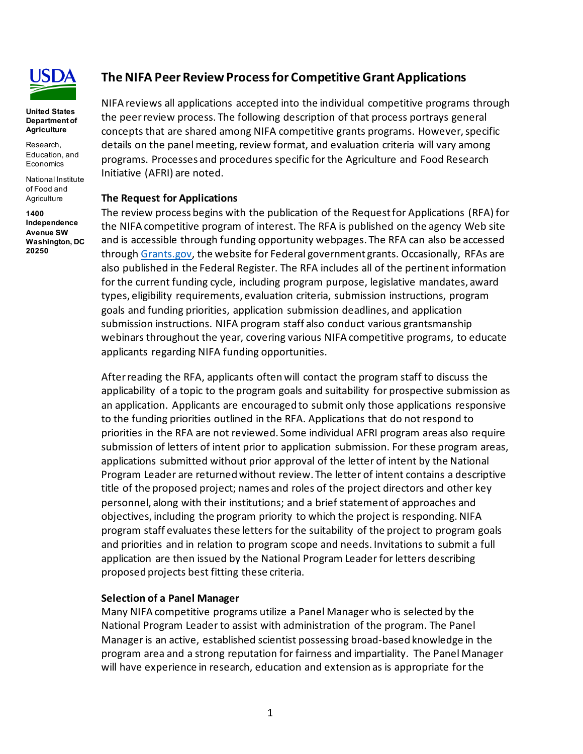United States Department of Agriculture

Research, Education, and Economics

National Institute of Food and Agriculture

1400 Independence Avenue SW Washington, DC 20250

# The NIFA Peer Review Process for Competitive Grant Applications

NIFA reviews all applications accepted into the individual competitive programs through the peer review process. The following description of that process portrays general concepts that are shared among NIFA competitive grants programs. However, specific details on the panel meeting, review format, and evaluation criteria will vary among programs. Processes and procedures specific for the Agriculture and Food Research Initiative (AFRI) are noted.

## The Request for Applications

The review process begins with the publication of the Request for Applications (RFA) for the NIFA competitive program of interest. The RFA is published on the agency Web site and is accessible through funding opportunity webpages. The RFA can also be accessed through Grants.gov, the website for Federal government grants. Occasionally, RFAs are also published in the Federal Register. The RFA includes all of the pertinent information for the current funding cycle, including program purpose, legislative mandates, award types, eligibility requirements, evaluation criteria, submission instructions, program goals and funding priorities, application submission deadlines, and application submission instructions. NIFA program staff also conduct various grantsmanship webinars throughout the year, covering various NIFA competitive programs, to educate applicants regarding NIFA funding opportunities.

After reading the RFA, applicants often will contact the program staff to discuss the applicability of a topic to the program goals and suitability for prospective submission as an application. Applicants are encouraged to submit only those applications responsive to the funding priorities outlined in the RFA. Applications that do not respond to priorities in the RFA are not reviewed. Some individual AFRI program areas also require submission of letters of intent prior to application submission. For these program areas, applications submitted without prior approval of the letter of intent by the National Program Leader are returned without review. The letter of intent contains a descriptive title of the proposed project; names and roles of the project directors and other key personnel, along with their institutions; and a brief statement of approaches and objectives, including the program priority to which the project is responding. NIFA program staff evaluates these letters for the suitability of the project to program goals and priorities and in relation to program scope and needs. Invitations to submit a full application are then issued by the National Program Leader for letters describing proposed projects best fitting these criteria.

## Selection of a Panel Manager

Many NIFA competitive programs utilize a Panel Manager who is selected by the National Program Leader to assist with administration of the program. The Panel Manager is an active, established scientist possessing broad-based knowledge in the program area and a strong reputation for fairness and impartiality. The Panel Manager will have experience in research, education and extension as is appropriate for the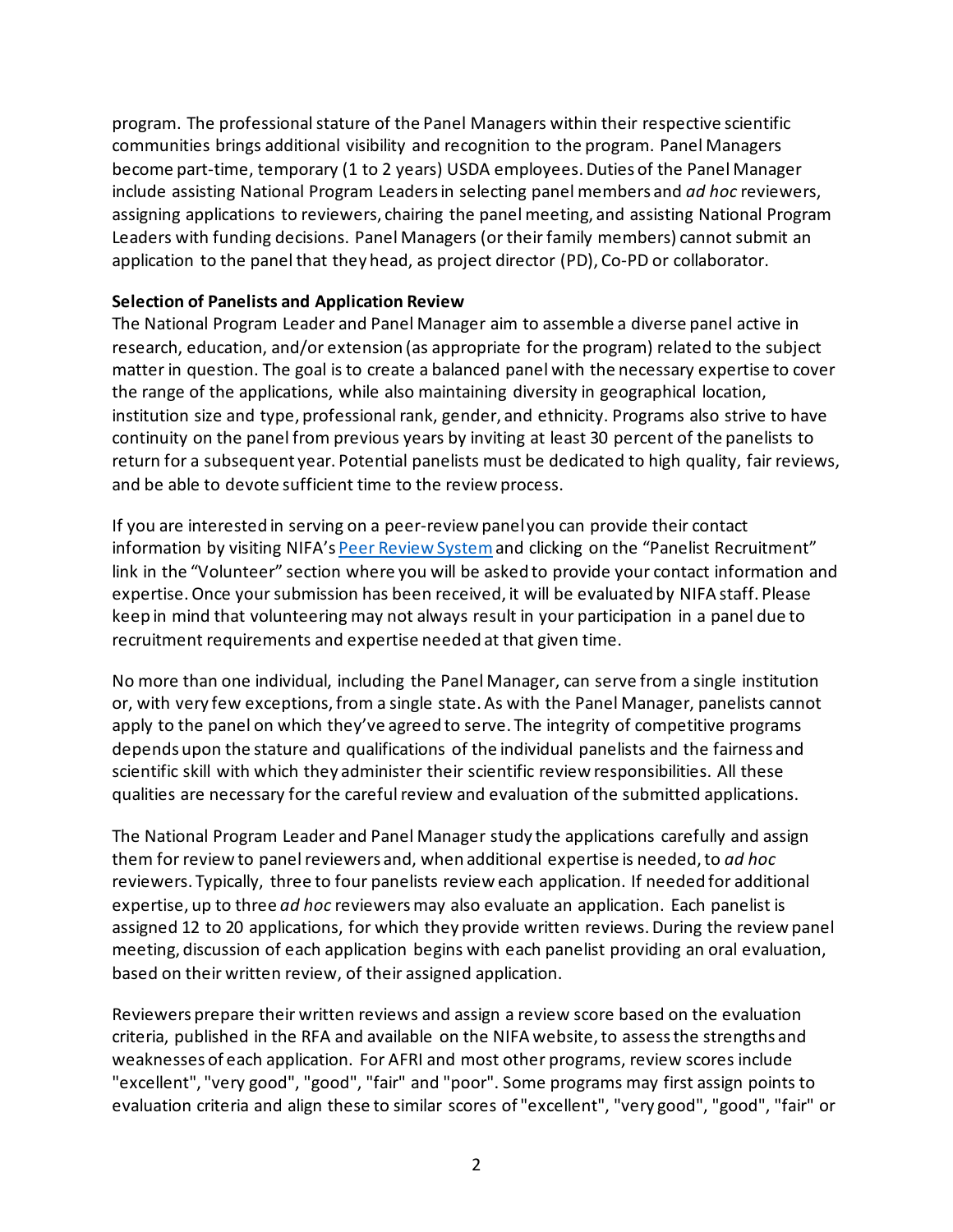program. The professional stature of the Panel Managers within their respective scientific communities brings additional visibility and recognition to the program. Panel Managers become part-time, temporary (1 to 2 years) USDA employees. Duties of the Panel Manager include assisting National Program Leaders in selecting panel members and *ad hoc* reviewers, assigning applications to reviewers, chairing the panel meeting, and assisting National Program Leaders with funding decisions. Panel Managers (or their family members) cannot submit an application to the panel that they head, as project director (PD), Co-PD or collaborator.

**Selection of Panelists and Application Review**

The National Program Leader and Panel Manager aim to assemble a diverse panel active in research, education, and/or extension (as appropriate for the program) related to the subject matter in question. The goal is to create a balanced panel with the necessary expertise to cover the range of the applications, while also maintaining diversity in geographical location, institution size and type, professional rank, gender, and ethnicity. Programs also strive to have continuity on the panel from previous years by inviting at least 30 percent of the panelists to return for a subsequent year. Potential panelists must be dedicated to high quality, fair reviews, and be able to devote sufficient time to the review process.

If you are interested in serving on a peer-review panel you can provide their contact information by visiting NIFA's [Peer Review System] and clicking on the "Panelist Recruitment" link in the "Volunteer" section where you will be asked to provide your contact information and expertise. Once your submission has been received, it will be evaluated by NIFA staff. Please keep in mind that volunteering may not always result in your participation in a panel due to recruitment requirements and expertise needed at that given time.

No more than one individual, including the Panel Manager, can serve from a single institution or, with very few exceptions, from a single state. As with the Panel Manager, panelists cannot apply to the panel on which they've agreed to serve. The integrity of competitive programs depends upon the stature and qualifications of the individual panelists and the fairness and scientific skill with which they administer their scientific review responsibilities. All these qualities are necessary for the careful review and evaluation of the submitted applications.

The National Program Leader and Panel Manager study the applications carefully and assign them for review to panel reviewers and, when additional expertise is needed, to *ad hoc* reviewers. Typically, three to four panelists review each application. If needed for additional expertise, up to three *ad hoc* reviewers may also evaluate an application. Each panelist is assigned 12 to 20 applications, for which they provide written reviews. During the review panel meeting, discussion of each application begins with each panelist providing an oral evaluation, based on their written review, of their assigned application.

Reviewers prepare their written reviews and assign a review score based on the evaluation criteria, published in the RFA and available on the NIFA website, to assess the strengths and weaknesses of each application. For AFRI and most other programs, review scores include "excellent", "very good", "good", "fair" and "poor". Some programs may first assign points to evaluation criteria and align these to similar scores of "excellent", "very good", "good", "fair" or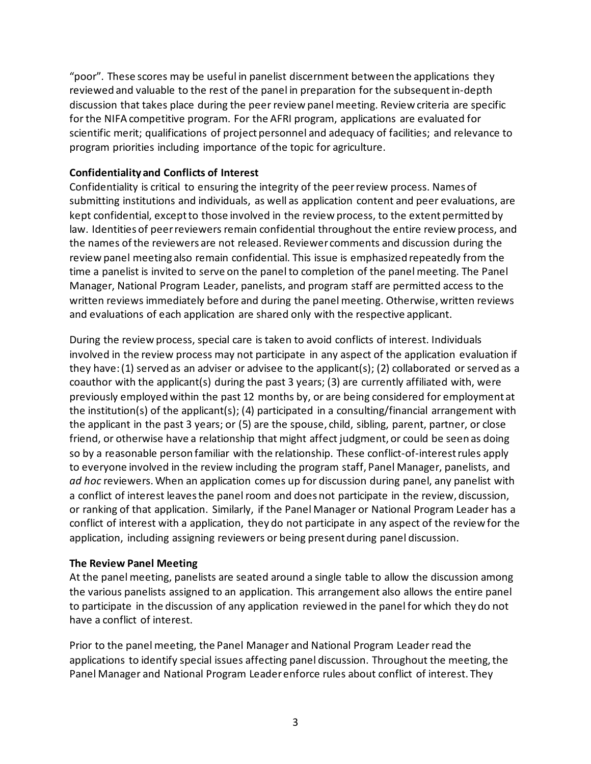"poor". These scores may be useful in panelist discernment between the applications they reviewed and valuable to the rest of the panel in preparation for the subsequent in-depth discussion that takes place during the peer review panel meeting. Review criteria are specific for the NIFA competitive program. For the AFRI program, applications are evaluated for scientific merit; qualifications of project personnel and adequacy of facilities; and relevance to program priorities including importance of the topic for agriculture.

**Confidentiality and Conflicts of Interest**

Confidentiality is critical to ensuring the integrity of the peer review process. Names of submitting institutions and individuals, as well as application content and peer evaluations, are kept confidential, except to those involved in the review process, to the extent permitted by law. Identities of peer reviewers remain confidential throughout the entire review process, and the names of the reviewers are not released. Reviewer comments and discussion during the review panel meeting also remain confidential. This issue is emphasized repeatedly from the time a panelist is invited to serve on the panel to completion of the panel meeting. The Panel Manager, National Program Leader, panelists, and program staff are permitted access to the written reviews immediately before and during the panel meeting. Otherwise, written reviews and evaluations of each application are shared only with the respective applicant.

During the review process, special care is taken to avoid conflicts of interest. Individuals involved in the review process may not participate in any aspect of the application evaluation if they have: (1) served as an adviser or advisee to the applicant(s); (2) collaborated or served as a coauthor with the applicant(s) during the past 3 years; (3) are currently affiliated with, were previously employed within the past 12 months by, or are being considered for employment at the institution(s) of the applicant(s); (4) participated in a consulting/financial arrangement with the applicant in the past 3 years; or (5) are the spouse, child, sibling, parent, partner, or close friend, or otherwise have a relationship that might affect judgment, or could be seen as doing so by a reasonable person familiar with the relationship. These conflict-of-interest rules apply to everyone involved in the review including the program staff, Panel Manager, panelists, and *ad hoc* reviewers. When an application comes up for discussion during panel, any panelist with a conflict of interest leaves the panel room and does not participate in the review, discussion, or ranking of that application. Similarly, if the Panel Manager or National Program Leader has a conflict of interest with a application, they do not participate in any aspect of the review for the application, including assigning reviewers or being present during panel discussion.

**The Review Panel Meeting**

At the panel meeting, panelists are seated around a single table to allow the discussion among the various panelists assigned to an application. This arrangement also allows the entire panel to participate in the discussion of any application reviewed in the panel for which they do not have a conflict of interest.

Prior to the panel meeting, the Panel Manager and National Program Leader read the applications to identify special issues affecting panel discussion. Throughout the meeting, the Panel Manager and National Program Leader enforce rules about conflict of interest. They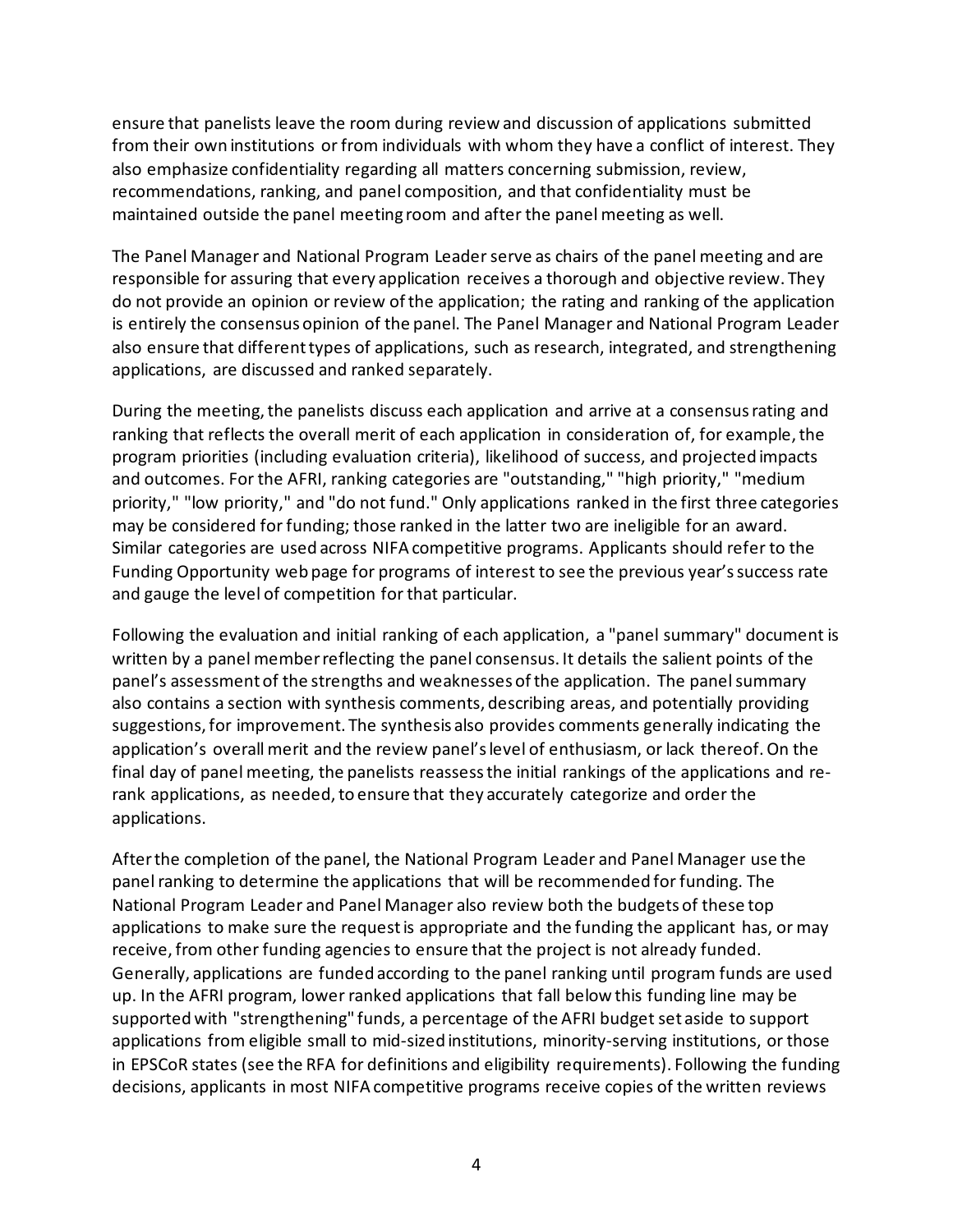ensure that panelists leave the room during review and discussion of applications submitted from their own institutions or from individuals with whom they have a conflict of interest. They also emphasize confidentiality regarding all matters concerning submission, review, recommendations, ranking, and panel composition, and that confidentiality must be maintained outside the panel meeting room and after the panel meeting as well.

The Panel Manager and National Program Leader serve as chairs of the panel meeting and are responsible for assuring that every application receives a thorough and objective review. They do not provide an opinion or review of the application; the rating and ranking of the application is entirely the consensus opinion of the panel. The Panel Manager and National Program Leader also ensure that different types of applications, such as research, integrated, and strengthening applications, are discussed and ranked separately.

During the meeting, the panelists discuss each application and arrive at a consensus rating and ranking that reflects the overall merit of each application in consideration of, for example, the program priorities (including evaluation criteria), likelihood of success, and projected impacts and outcomes. For the AFRI, ranking categories are "outstanding," "high priority," "medium priority," "low priority," and "do not fund." Only applications ranked in the first three categories may be considered for funding; those ranked in the latter two are ineligible for an award. Similar categories are used across NIFA competitive programs. Applicants should refer to the Funding Opportunity web page for programs of interest to see the previous year's success rate and gauge the level of competition for that particular.

Following the evaluation and initial ranking of each application, a "panel summary" document is written by a panel member reflecting the panel consensus. It details the salient points of the panel's assessment of the strengths and weaknesses of the application. The panel summary also contains a section with synthesis comments, describing areas, and potentially providing suggestions, for improvement. The synthesis also provides comments generally indicating the application's overall merit and the review panel's level of enthusiasm, or lack thereof. On the final day of panel meeting, the panelists reassess the initial rankings of the applications and re-rank applications, as needed, to ensure that they accurately categorize and order the applications.

After the completion of the panel, the National Program Leader and Panel Manager use the panel ranking to determine the applications that will be recommended for funding. The National Program Leader and Panel Manager also review both the budgets of these top applications to make sure the request is appropriate and the funding the applicant has, or may receive, from other funding agencies to ensure that the project is not already funded. Generally, applications are funded according to the panel ranking until program funds are used up. In the AFRI program, lower ranked applications that fall below this funding line may be supported with "strengthening" funds, a percentage of the AFRI budget set aside to support applications from eligible small to mid-sized institutions, minority-serving institutions, or those in EPSCoR states (see the RFA for definitions and eligibility requirements). Following the funding decisions, applicants in most NIFA competitive programs receive copies of the written reviews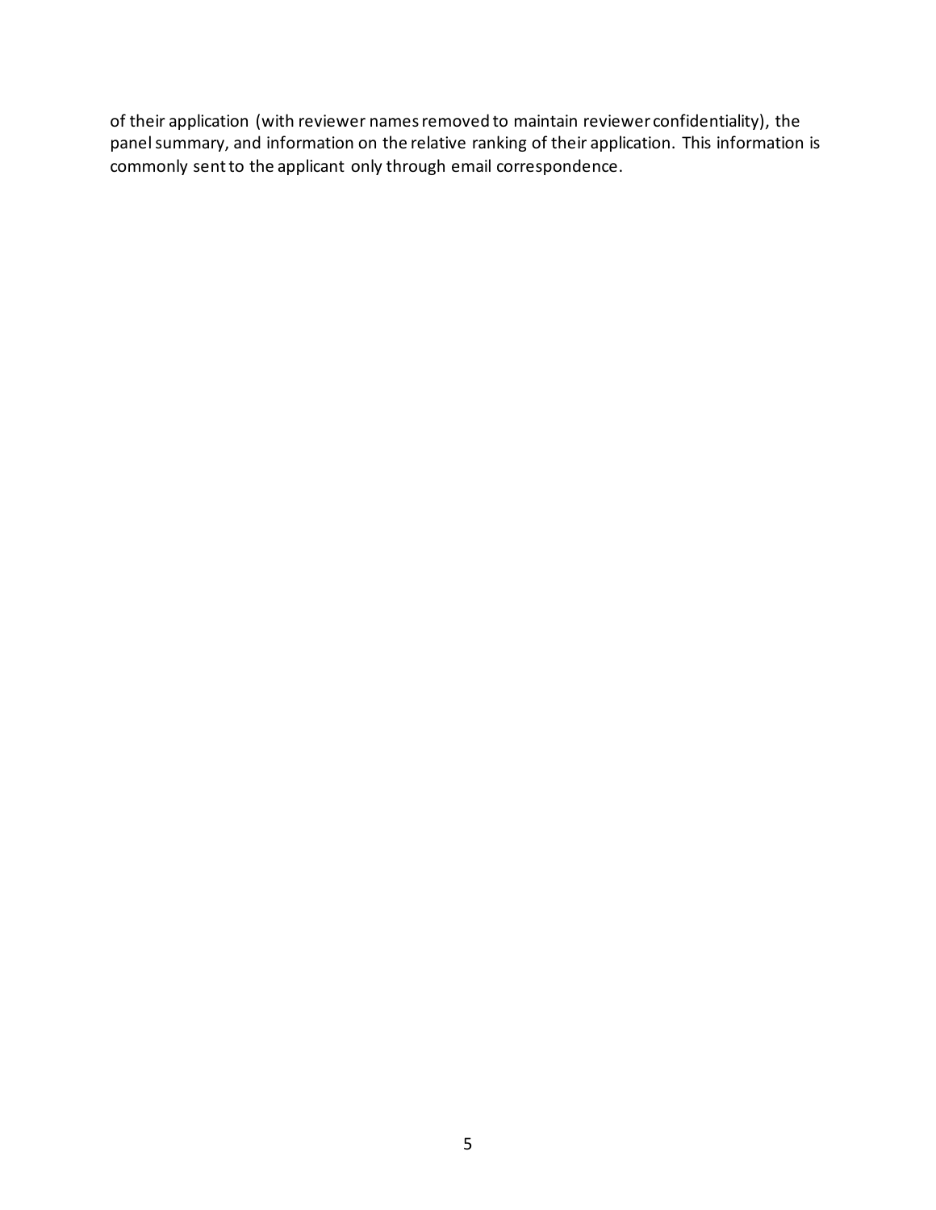of their application (with reviewer names removed to maintain reviewer confidentiality), the panel summary, and information on the relative ranking of their application. This information is commonly sent to the applicant only through email correspondence.